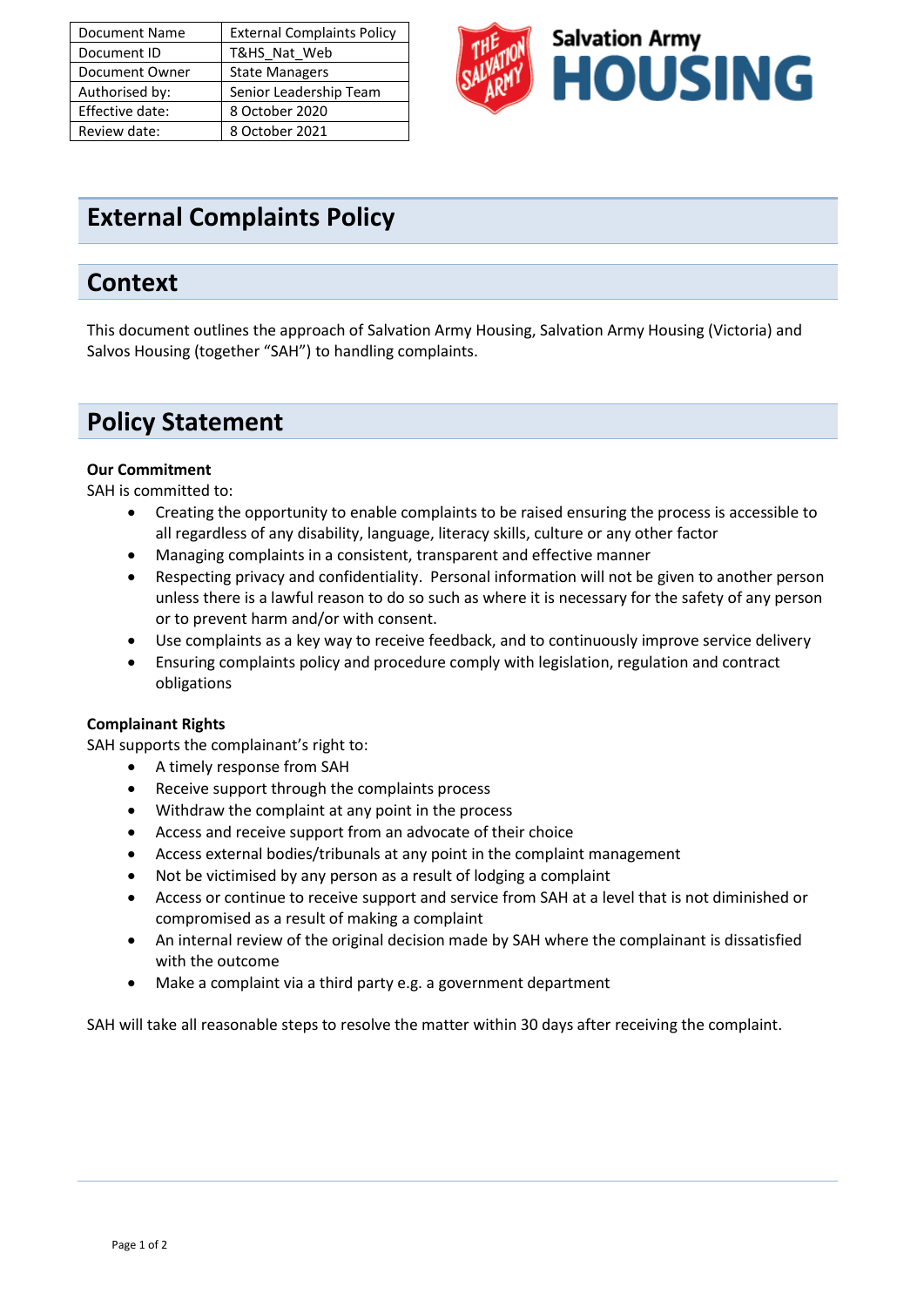| Document Name | External Complaints Policy |
|---|---|
| Document ID | T&HS_Nat_Web |
| Document Owner | State Managers |
| Authorised by: | Senior Leadership Team |
| Effective date: | 8 October 2020 |
| Review date: | 8 October 2021 |

Salvation Army HOUSING

# External Complaints Policy

## Context

This document outlines the approach of Salvation Army Housing, Salvation Army Housing (Victoria) and Salvos Housing (together "SAH") to handling complaints.

## Policy Statement

**Our Commitment**

SAH is committed to:

- Creating the opportunity to enable complaints to be raised ensuring the process is accessible to all regardless of any disability, language, literacy skills, culture or any other factor
- Managing complaints in a consistent, transparent and effective manner
- Respecting privacy and confidentiality. Personal information will not be given to another person unless there is a lawful reason to do so such as where it is necessary for the safety of any person or to prevent harm and/or with consent.
- Use complaints as a key way to receive feedback, and to continuously improve service delivery
- Ensuring complaints policy and procedure comply with legislation, regulation and contract obligations

**Complainant Rights**

SAH supports the complainant's right to:

- A timely response from SAH
- Receive support through the complaints process
- Withdraw the complaint at any point in the process
- Access and receive support from an advocate of their choice
- Access external bodies/tribunals at any point in the complaint management
- Not be victimised by any person as a result of lodging a complaint
- Access or continue to receive support and service from SAH at a level that is not diminished or compromised as a result of making a complaint
- An internal review of the original decision made by SAH where the complainant is dissatisfied with the outcome
- Make a complaint via a third party e.g. a government department

SAH will take all reasonable steps to resolve the matter within 30 days after receiving the complaint.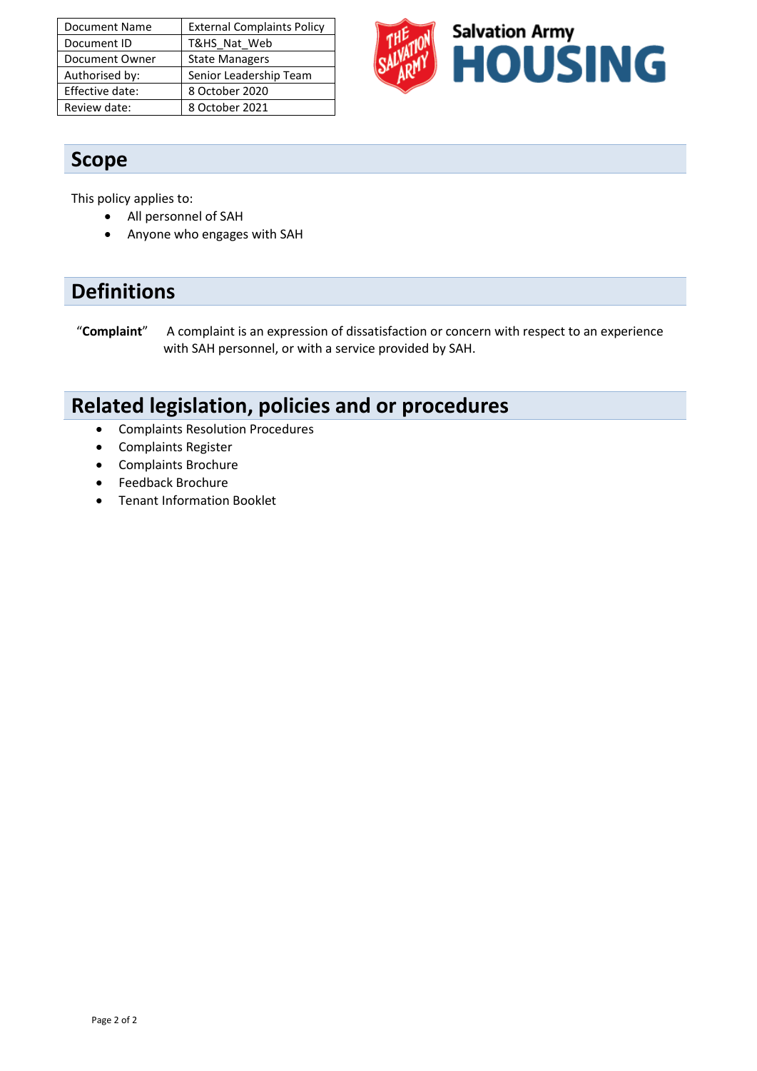| | |
|---|---|
| Document Name | External Complaints Policy |
| Document ID | T&HS_Nat_Web |
| Document Owner | State Managers |
| Authorised by: | Senior Leadership Team |
| Effective date: | 8 October 2020 |
| Review date: | 8 October 2021 |

Salvation Army HOUSING

## Scope

This policy applies to:

- All personnel of SAH
- Anyone who engages with SAH

## Definitions

"**Complaint**" A complaint is an expression of dissatisfaction or concern with respect to an experience with SAH personnel, or with a service provided by SAH.

## Related legislation, policies and or procedures

- Complaints Resolution Procedures
- Complaints Register
- Complaints Brochure
- Feedback Brochure
- Tenant Information Booklet